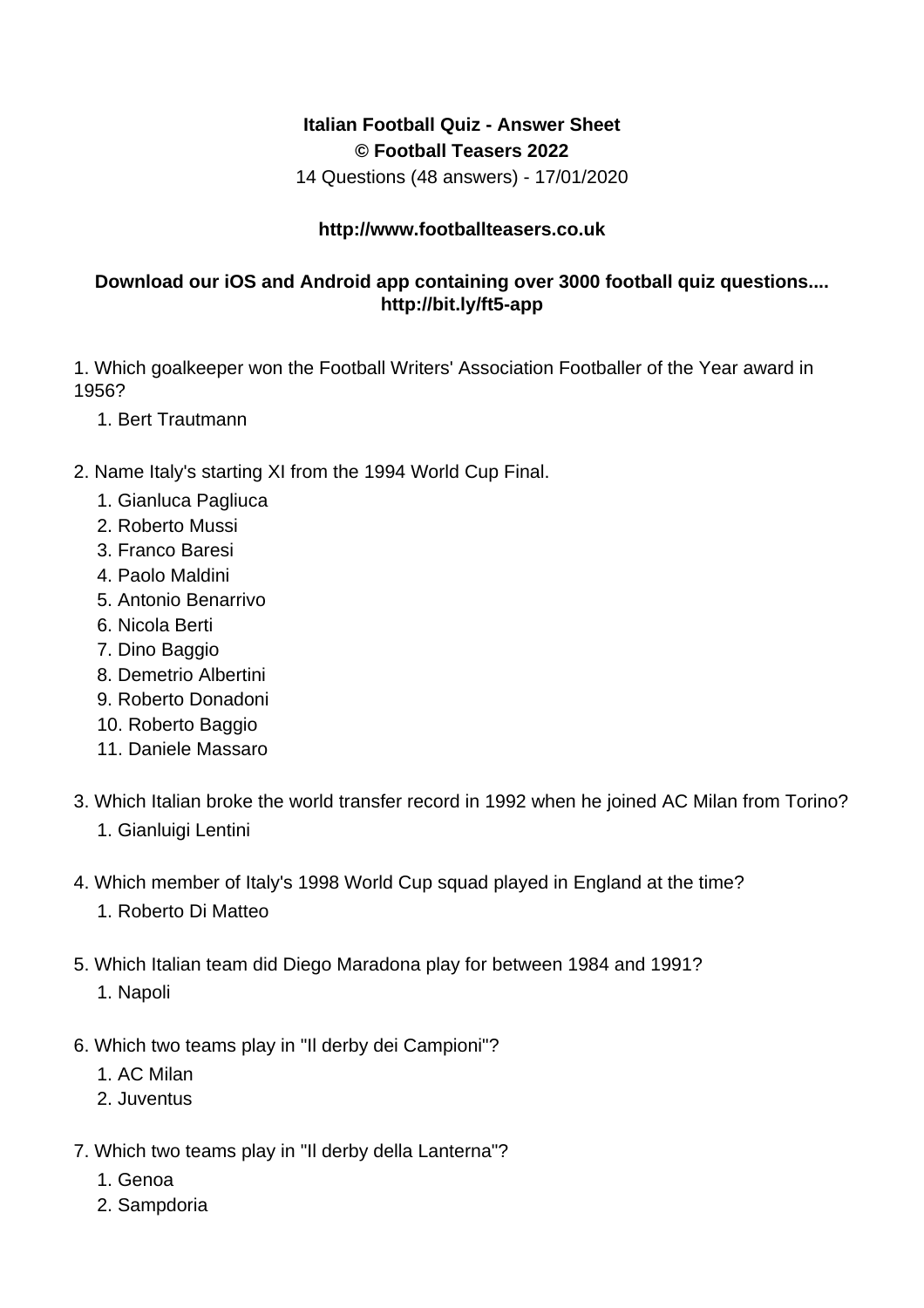**Italian Football Quiz - Answer Sheet**
**© Football Teasers 2022**
14 Questions (48 answers) - 17/01/2020

**http://www.footballteasers.co.uk**

**Download our iOS and Android app containing over 3000 football quiz questions.... http://bit.ly/ft5-app**

1. Which goalkeeper won the Football Writers' Association Footballer of the Year award in 1956?
    1. Bert Trautmann

2. Name Italy's starting XI from the 1994 World Cup Final.
    1. Gianluca Pagliuca
    2. Roberto Mussi
    3. Franco Baresi
    4. Paolo Maldini
    5. Antonio Benarrivo
    6. Nicola Berti
    7. Dino Baggio
    8. Demetrio Albertini
    9. Roberto Donadoni
    10. Roberto Baggio
    11. Daniele Massaro

3. Which Italian broke the world transfer record in 1992 when he joined AC Milan from Torino?
    1. Gianluigi Lentini

4. Which member of Italy's 1998 World Cup squad played in England at the time?
    1. Roberto Di Matteo

5. Which Italian team did Diego Maradona play for between 1984 and 1991?
    1. Napoli

6. Which two teams play in "Il derby dei Campioni"?
    1. AC Milan
    2. Juventus

7. Which two teams play in "Il derby della Lanterna"?
    1. Genoa
    2. Sampdoria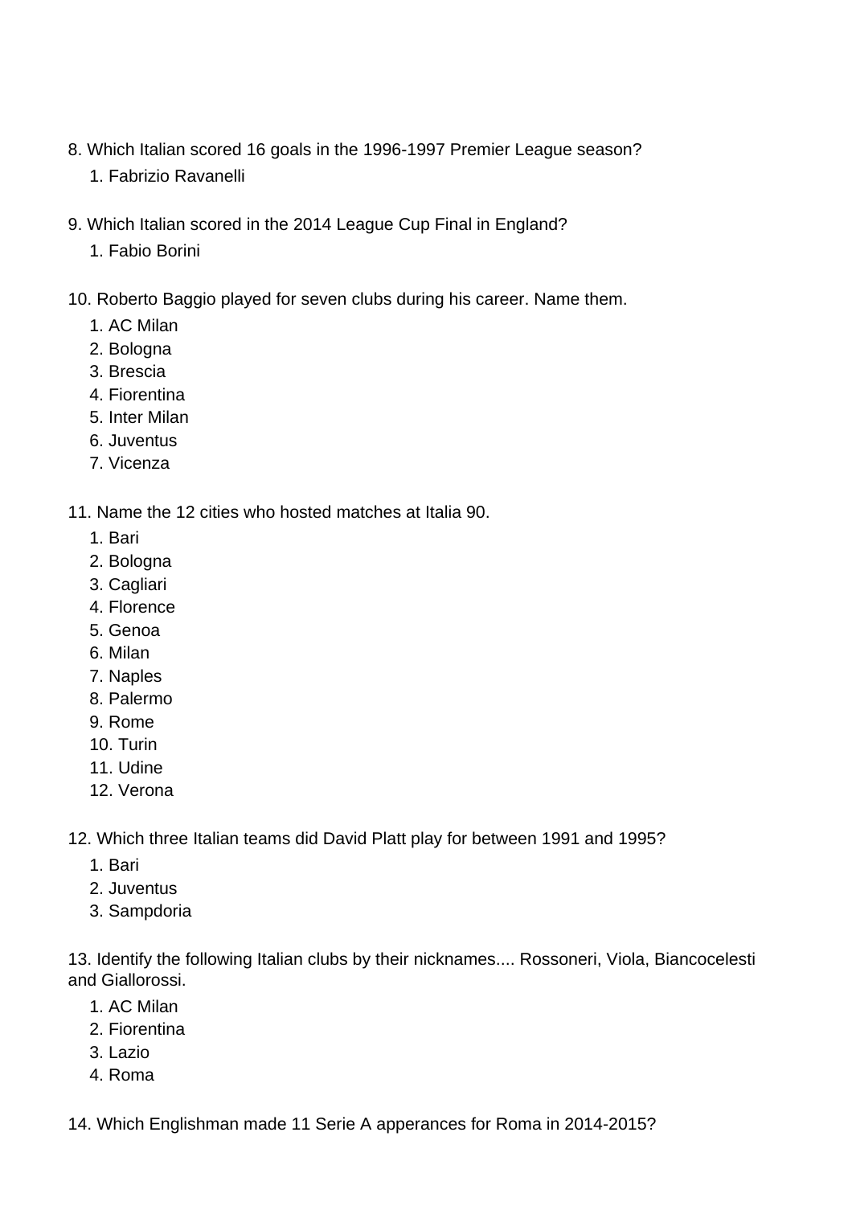8. Which Italian scored 16 goals in the 1996-1997 Premier League season?
    1. Fabrizio Ravanelli

9. Which Italian scored in the 2014 League Cup Final in England?
    1. Fabio Borini

10. Roberto Baggio played for seven clubs during his career. Name them.
    1. AC Milan
    2. Bologna
    3. Brescia
    4. Fiorentina
    5. Inter Milan
    6. Juventus
    7. Vicenza

11. Name the 12 cities who hosted matches at Italia 90.
    1. Bari
    2. Bologna
    3. Cagliari
    4. Florence
    5. Genoa
    6. Milan
    7. Naples
    8. Palermo
    9. Rome
    10. Turin
    11. Udine
    12. Verona

12. Which three Italian teams did David Platt play for between 1991 and 1995?
    1. Bari
    2. Juventus
    3. Sampdoria

13. Identify the following Italian clubs by their nicknames.... Rossoneri, Viola, Biancocelesti and Giallorossi.
    1. AC Milan
    2. Fiorentina
    3. Lazio
    4. Roma

14. Which Englishman made 11 Serie A apperances for Roma in 2014-2015?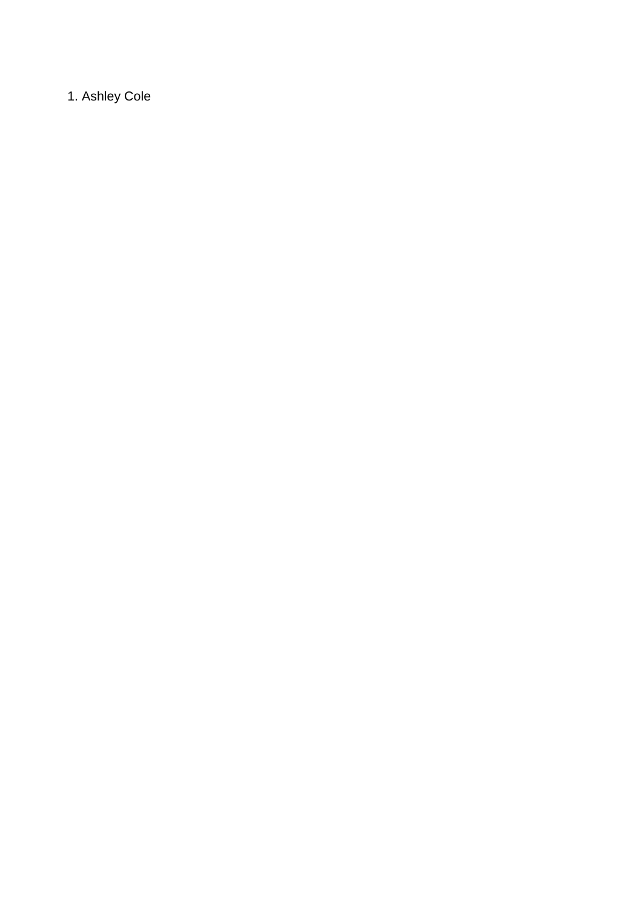1. Ashley Cole